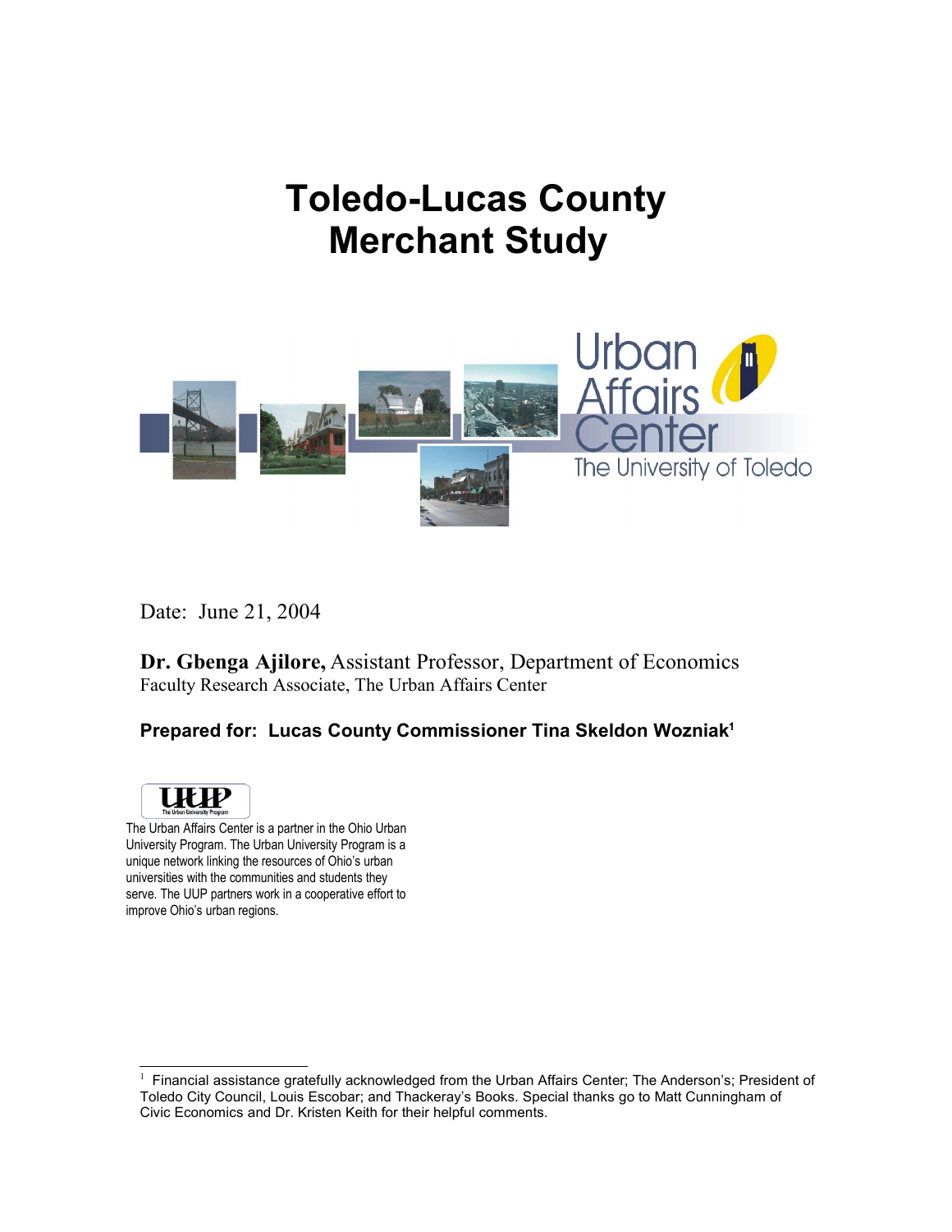# Toledo-Lucas County Merchant Study

Urban Affairs Center

The University of Toledo

Date: June 21, 2004

**Dr. Gbenga Ajilore,** Assistant Professor, Department of Economics
Faculty Research Associate, The Urban Affairs Center

**Prepared for: Lucas County Commissioner Tina Skeldon Wozniak**[1]

UUP
The Urban University Program

The Urban Affairs Center is a partner in the Ohio Urban University Program. The Urban University Program is a unique network linking the resources of Ohio's urban universities with the communities and students they serve. The UUP partners work in a cooperative effort to improve Ohio's urban regions.

---

[1] Financial assistance gratefully acknowledged from the Urban Affairs Center; The Anderson's; President of Toledo City Council, Louis Escobar; and Thackeray's Books. Special thanks go to Matt Cunningham of Civic Economics and Dr. Kristen Keith for their helpful comments.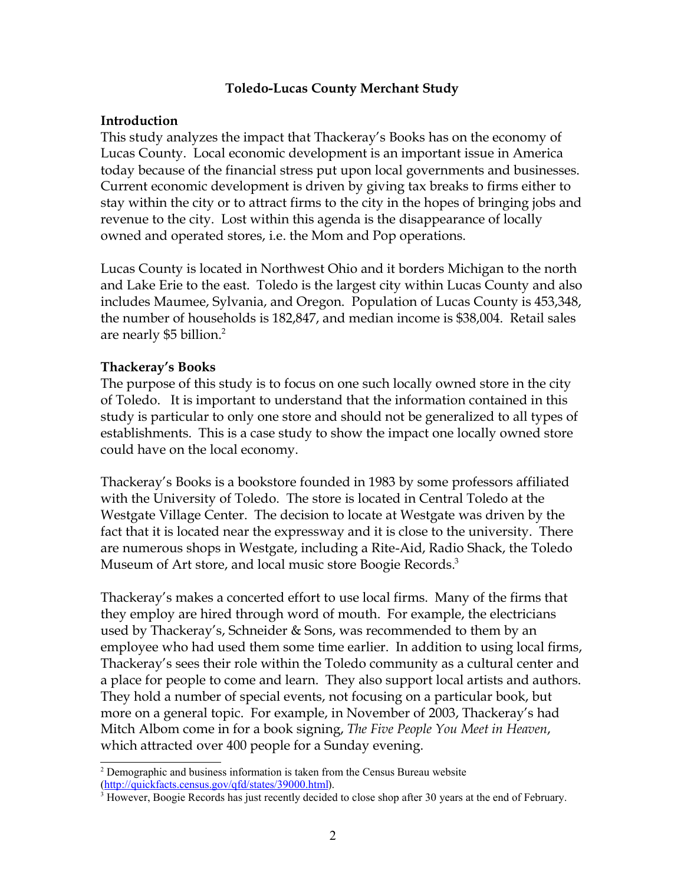## Toledo-Lucas County Merchant Study

### Introduction

This study analyzes the impact that Thackeray's Books has on the economy of Lucas County. Local economic development is an important issue in America today because of the financial stress put upon local governments and businesses. Current economic development is driven by giving tax breaks to firms either to stay within the city or to attract firms to the city in the hopes of bringing jobs and revenue to the city. Lost within this agenda is the disappearance of locally owned and operated stores, i.e. the Mom and Pop operations.

Lucas County is located in Northwest Ohio and it borders Michigan to the north and Lake Erie to the east. Toledo is the largest city within Lucas County and also includes Maumee, Sylvania, and Oregon. Population of Lucas County is 453,348, the number of households is 182,847, and median income is $38,004. Retail sales are nearly $5 billion.[2]

### Thackeray's Books

The purpose of this study is to focus on one such locally owned store in the city of Toledo. It is important to understand that the information contained in this study is particular to only one store and should not be generalized to all types of establishments. This is a case study to show the impact one locally owned store could have on the local economy.

Thackeray's Books is a bookstore founded in 1983 by some professors affiliated with the University of Toledo. The store is located in Central Toledo at the Westgate Village Center. The decision to locate at Westgate was driven by the fact that it is located near the expressway and it is close to the university. There are numerous shops in Westgate, including a Rite-Aid, Radio Shack, the Toledo Museum of Art store, and local music store Boogie Records.[3]

Thackeray's makes a concerted effort to use local firms. Many of the firms that they employ are hired through word of mouth. For example, the electricians used by Thackeray's, Schneider & Sons, was recommended to them by an employee who had used them some time earlier. In addition to using local firms, Thackeray's sees their role within the Toledo community as a cultural center and a place for people to come and learn. They also support local artists and authors. They hold a number of special events, not focusing on a particular book, but more on a general topic. For example, in November of 2003, Thackeray's had Mitch Albom come in for a book signing, *The Five People You Meet in Heaven*, which attracted over 400 people for a Sunday evening.

---

[2] Demographic and business information is taken from the Census Bureau website (http://quickfacts.census.gov/qfd/states/39000.html).

[3] However, Boogie Records has just recently decided to close shop after 30 years at the end of February.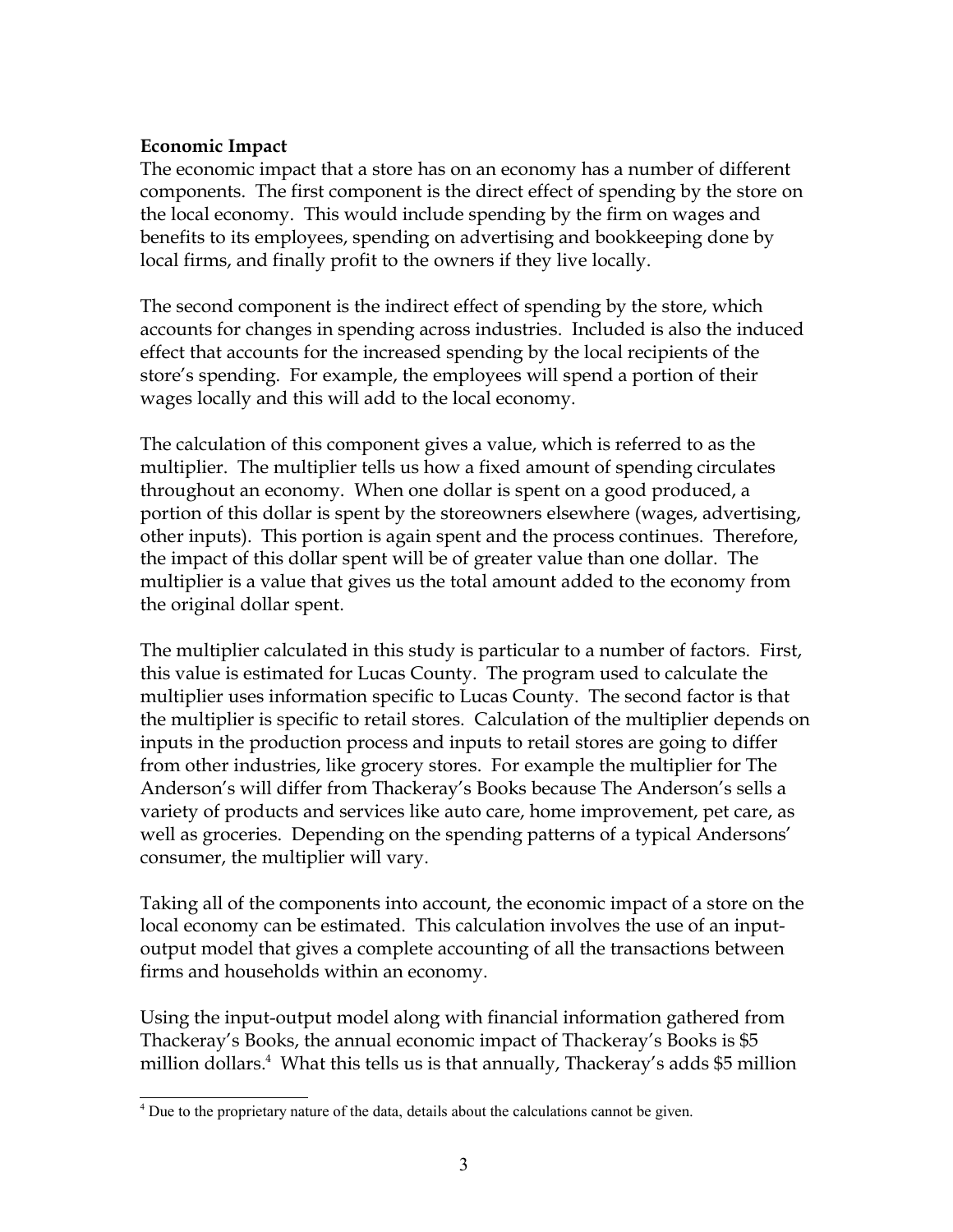**Economic Impact**

The economic impact that a store has on an economy has a number of different components. The first component is the direct effect of spending by the store on the local economy. This would include spending by the firm on wages and benefits to its employees, spending on advertising and bookkeeping done by local firms, and finally profit to the owners if they live locally.

The second component is the indirect effect of spending by the store, which accounts for changes in spending across industries. Included is also the induced effect that accounts for the increased spending by the local recipients of the store's spending. For example, the employees will spend a portion of their wages locally and this will add to the local economy.

The calculation of this component gives a value, which is referred to as the multiplier. The multiplier tells us how a fixed amount of spending circulates throughout an economy. When one dollar is spent on a good produced, a portion of this dollar is spent by the storeowners elsewhere (wages, advertising, other inputs). This portion is again spent and the process continues. Therefore, the impact of this dollar spent will be of greater value than one dollar. The multiplier is a value that gives us the total amount added to the economy from the original dollar spent.

The multiplier calculated in this study is particular to a number of factors. First, this value is estimated for Lucas County. The program used to calculate the multiplier uses information specific to Lucas County. The second factor is that the multiplier is specific to retail stores. Calculation of the multiplier depends on inputs in the production process and inputs to retail stores are going to differ from other industries, like grocery stores. For example the multiplier for The Anderson's will differ from Thackeray's Books because The Anderson's sells a variety of products and services like auto care, home improvement, pet care, as well as groceries. Depending on the spending patterns of a typical Andersons' consumer, the multiplier will vary.

Taking all of the components into account, the economic impact of a store on the local economy can be estimated. This calculation involves the use of an input-output model that gives a complete accounting of all the transactions between firms and households within an economy.

Using the input-output model along with financial information gathered from Thackeray's Books, the annual economic impact of Thackeray's Books is $5 million dollars.[4] What this tells us is that annually, Thackeray's adds $5 million

[4] Due to the proprietary nature of the data, details about the calculations cannot be given.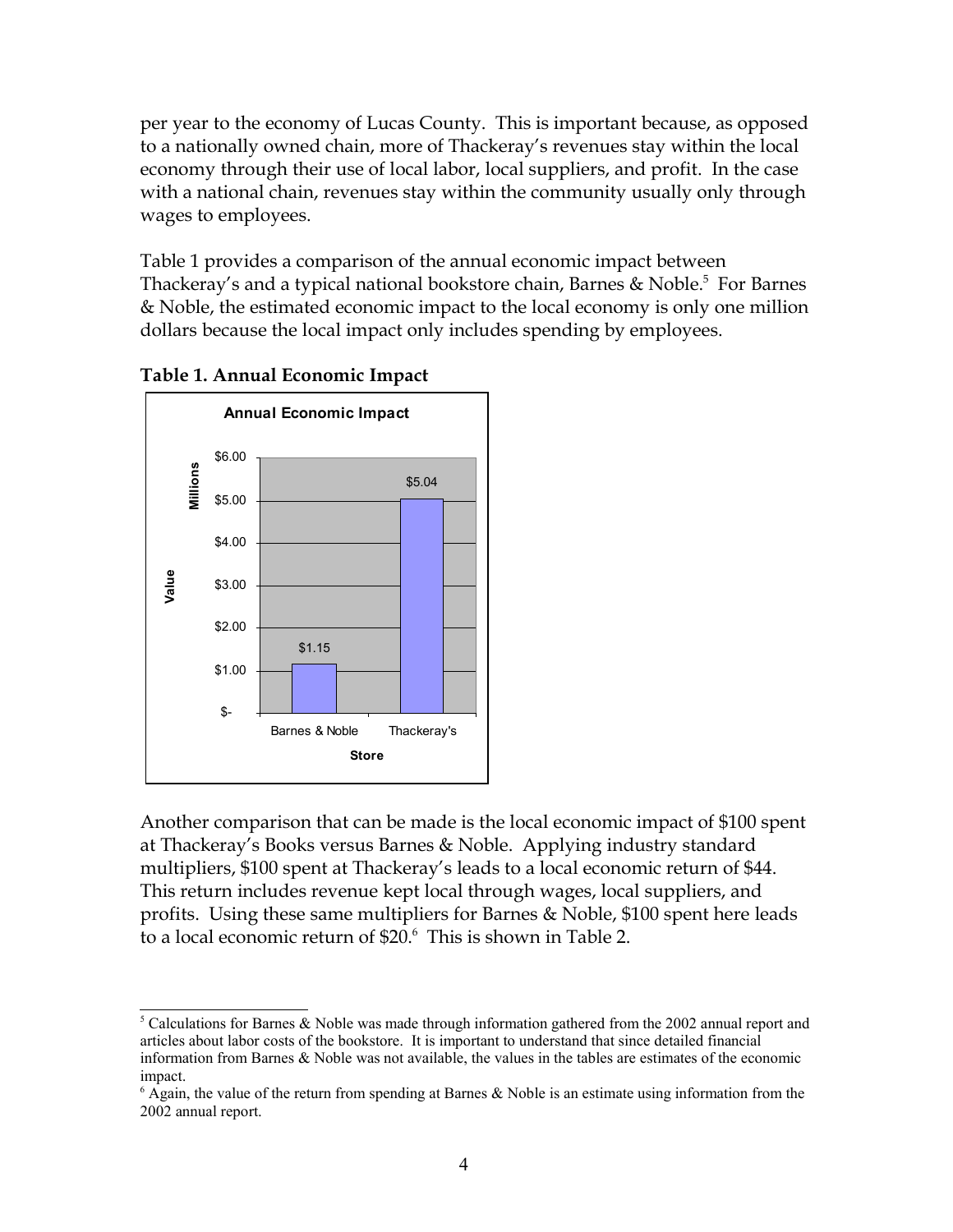per year to the economy of Lucas County. This is important because, as opposed to a nationally owned chain, more of Thackeray's revenues stay within the local economy through their use of local labor, local suppliers, and profit. In the case with a national chain, revenues stay within the community usually only through wages to employees.

Table 1 provides a comparison of the annual economic impact between Thackeray's and a typical national bookstore chain, Barnes & Noble.[5] For Barnes & Noble, the estimated economic impact to the local economy is only one million dollars because the local impact only includes spending by employees.

**Table 1. Annual Economic Impact**

| Store | Value (Millions) |
|---|---|
| Barnes & Noble | $1.15 |
| Thackeray's | $5.04 |

Another comparison that can be made is the local economic impact of $100 spent at Thackeray's Books versus Barnes & Noble. Applying industry standard multipliers, $100 spent at Thackeray's leads to a local economic return of $44. This return includes revenue kept local through wages, local suppliers, and profits. Using these same multipliers for Barnes & Noble, $100 spent here leads to a local economic return of $20.[6] This is shown in Table 2.

---

[5] Calculations for Barnes & Noble was made through information gathered from the 2002 annual report and articles about labor costs of the bookstore. It is important to understand that since detailed financial information from Barnes & Noble was not available, the values in the tables are estimates of the economic impact.

[6] Again, the value of the return from spending at Barnes & Noble is an estimate using information from the 2002 annual report.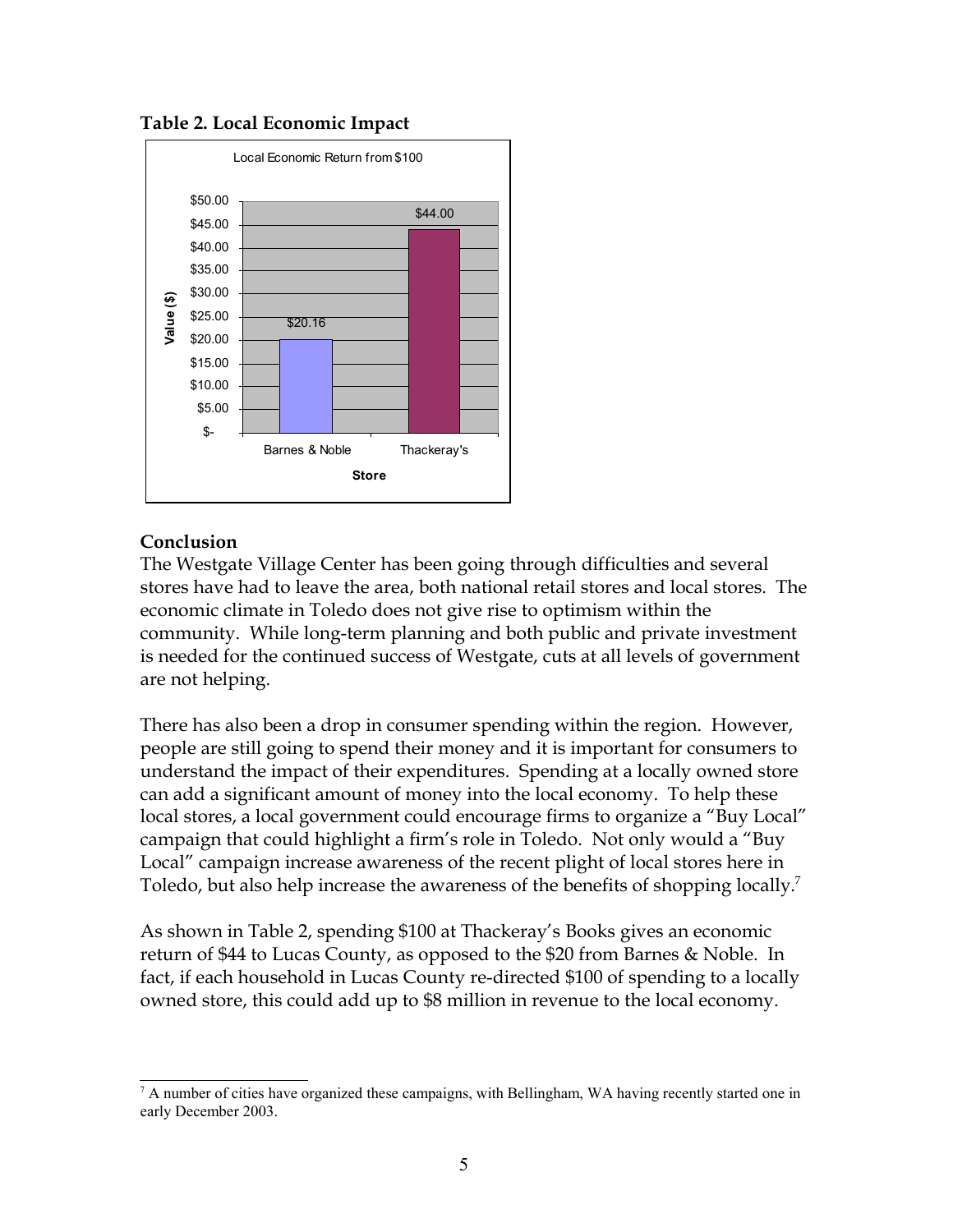**Table 2. Local Economic Impact**

Local Economic Return from $100

$50.00
$45.00
$40.00
$35.00
$30.00
$25.00
$20.00
$15.00
$10.00
$5.00
$-

Value ($)

$20.16
$44.00

Barnes & Noble
Thackeray's

Store

## Conclusion

The Westgate Village Center has been going through difficulties and several stores have had to leave the area, both national retail stores and local stores. The economic climate in Toledo does not give rise to optimism within the community. While long-term planning and both public and private investment is needed for the continued success of Westgate, cuts at all levels of government are not helping.

There has also been a drop in consumer spending within the region. However, people are still going to spend their money and it is important for consumers to understand the impact of their expenditures. Spending at a locally owned store can add a significant amount of money into the local economy. To help these local stores, a local government could encourage firms to organize a "Buy Local" campaign that could highlight a firm's role in Toledo. Not only would a "Buy Local" campaign increase awareness of the recent plight of local stores here in Toledo, but also help increase the awareness of the benefits of shopping locally.[7]

As shown in Table 2, spending $100 at Thackeray's Books gives an economic return of $44 to Lucas County, as opposed to the $20 from Barnes & Noble. In fact, if each household in Lucas County re-directed $100 of spending to a locally owned store, this could add up to $8 million in revenue to the local economy.

[7] A number of cities have organized these campaigns, with Bellingham, WA having recently started one in early December 2003.